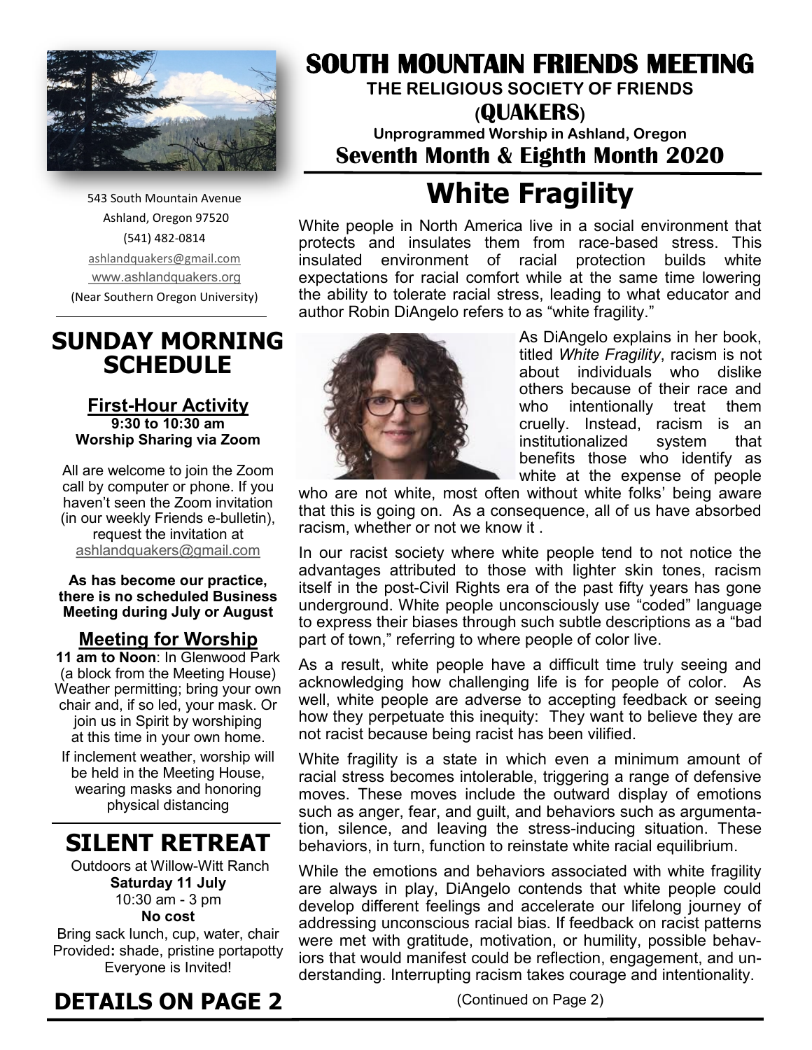# SOUTH MOUNTAIN FRIENDS MEETING

**THE RELIGIOUS SOCIETY OF FRIENDS**

**(QUAKERS)**

**Unprogrammed Worship in Ashland, Oregon**

**Seventh Month & Eighth Month 2020**

543 South Mountain Avenue
Ashland, Oregon 97520
(541) 482-0814
ashlandquakers@gmail.com
www.ashlandquakers.org
(Near Southern Oregon University)

## SUNDAY MORNING SCHEDULE

### First-Hour Activity

**9:30 to 10:30 am**
**Worship Sharing via Zoom**

All are welcome to join the Zoom call by computer or phone. If you haven't seen the Zoom invitation (in our weekly Friends e-bulletin), request the invitation at ashlandquakers@gmail.com

**As has become our practice, there is no scheduled Business Meeting during July or August**

### Meeting for Worship

**11 am to Noon**: In Glenwood Park (a block from the Meeting House) Weather permitting; bring your own chair and, if so led, your mask. Or join us in Spirit by worshiping at this time in your own home.

If inclement weather, worship will be held in the Meeting House, wearing masks and honoring physical distancing

## SILENT RETREAT

Outdoors at Willow-Witt Ranch
**Saturday 11 July**
10:30 am - 3 pm
**No cost**
Bring sack lunch, cup, water, chair
Provided**:** shade, pristine portapotty
Everyone is Invited!

## DETAILS ON PAGE 2

# White Fragility

White people in North America live in a social environment that protects and insulates them from race-based stress. This insulated environment of racial protection builds white expectations for racial comfort while at the same time lowering the ability to tolerate racial stress, leading to what educator and author Robin DiAngelo refers to as "white fragility."

As DiAngelo explains in her book, titled *White Fragility*, racism is not about individuals who dislike others because of their race and who intentionally treat them cruelly. Instead, racism is an institutionalized system that benefits those who identify as white at the expense of people who are not white, most often without white folks' being aware that this is going on. As a consequence, all of us have absorbed racism, whether or not we know it .

In our racist society where white people tend to not notice the advantages attributed to those with lighter skin tones, racism itself in the post-Civil Rights era of the past fifty years has gone underground. White people unconsciously use "coded" language to express their biases through such subtle descriptions as a "bad part of town," referring to where people of color live.

As a result, white people have a difficult time truly seeing and acknowledging how challenging life is for people of color. As well, white people are adverse to accepting feedback or seeing how they perpetuate this inequity: They want to believe they are not racist because being racist has been vilified.

White fragility is a state in which even a minimum amount of racial stress becomes intolerable, triggering a range of defensive moves. These moves include the outward display of emotions such as anger, fear, and guilt, and behaviors such as argumentation, silence, and leaving the stress-inducing situation. These behaviors, in turn, function to reinstate white racial equilibrium.

While the emotions and behaviors associated with white fragility are always in play, DiAngelo contends that white people could develop different feelings and accelerate our lifelong journey of addressing unconscious racial bias. If feedback on racist patterns were met with gratitude, motivation, or humility, possible behaviors that would manifest could be reflection, engagement, and understanding. Interrupting racism takes courage and intentionality.

(Continued on Page 2)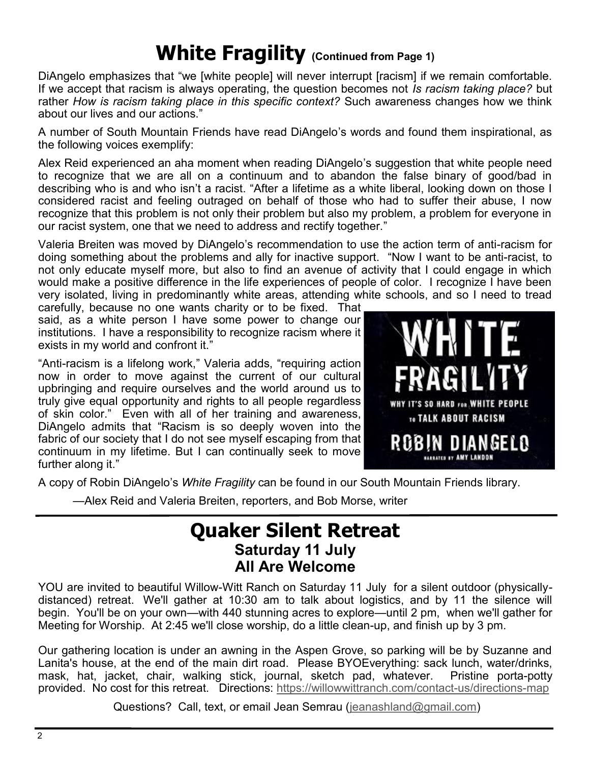# White Fragility (Continued from Page 1)

DiAngelo emphasizes that "we [white people] will never interrupt [racism] if we remain comfortable. If we accept that racism is always operating, the question becomes not *Is racism taking place?* but rather *How is racism taking place in this specific context?* Such awareness changes how we think about our lives and our actions."

A number of South Mountain Friends have read DiAngelo's words and found them inspirational, as the following voices exemplify:

Alex Reid experienced an aha moment when reading DiAngelo's suggestion that white people need to recognize that we are all on a continuum and to abandon the false binary of good/bad in describing who is and who isn't a racist. "After a lifetime as a white liberal, looking down on those I considered racist and feeling outraged on behalf of those who had to suffer their abuse, I now recognize that this problem is not only their problem but also my problem, a problem for everyone in our racist system, one that we need to address and rectify together."

Valeria Breiten was moved by DiAngelo's recommendation to use the action term of anti-racism for doing something about the problems and ally for inactive support. "Now I want to be anti-racist, to not only educate myself more, but also to find an avenue of activity that I could engage in which would make a positive difference in the life experiences of people of color. I recognize I have been very isolated, living in predominantly white areas, attending white schools, and so I need to tread carefully, because no one wants charity or to be fixed. That said, as a white person I have some power to change our institutions. I have a responsibility to recognize racism where it exists in my world and confront it."

"Anti-racism is a lifelong work," Valeria adds, "requiring action now in order to move against the current of our cultural upbringing and require ourselves and the world around us to truly give equal opportunity and rights to all people regardless of skin color." Even with all of her training and awareness, DiAngelo admits that "Racism is so deeply woven into the fabric of our society that I do not see myself escaping from that continuum in my lifetime. But I can continually seek to move further along it."

A copy of Robin DiAngelo's *White Fragility* can be found in our South Mountain Friends library.

—Alex Reid and Valeria Breiten, reporters, and Bob Morse, writer

# Quaker Silent Retreat

## Saturday 11 July
## All Are Welcome

YOU are invited to beautiful Willow-Witt Ranch on Saturday 11 July for a silent outdoor (physically-distanced) retreat. We'll gather at 10:30 am to talk about logistics, and by 11 the silence will begin. You'll be on your own—with 440 stunning acres to explore—until 2 pm, when we'll gather for Meeting for Worship. At 2:45 we'll close worship, do a little clean-up, and finish up by 3 pm.

Our gathering location is under an awning in the Aspen Grove, so parking will be by Suzanne and Lanita's house, at the end of the main dirt road. Please BYOEverything: sack lunch, water/drinks, mask, hat, jacket, chair, walking stick, journal, sketch pad, whatever. Pristine porta-potty provided. No cost for this retreat. Directions: https://willowwittranch.com/contact-us/directions-map

Questions? Call, text, or email Jean Semrau (jeanashland@gmail.com)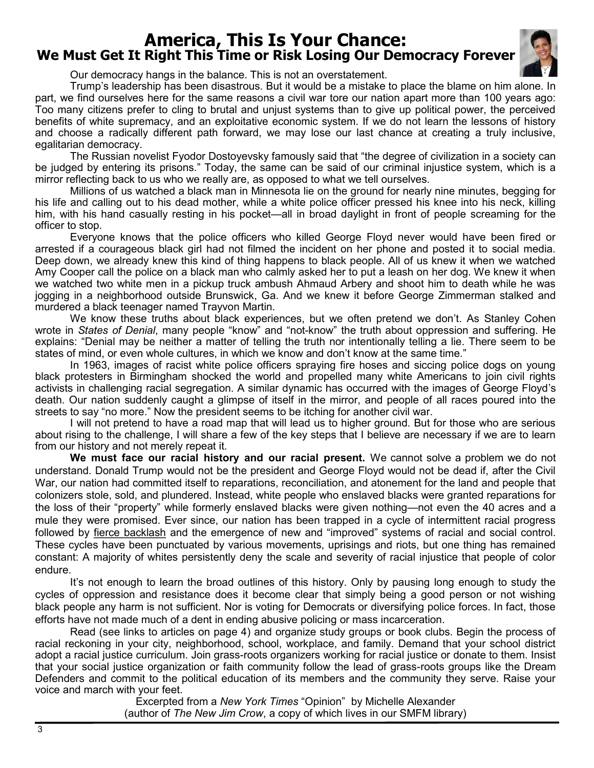# America, This Is Your Chance:

## We Must Get It Right This Time or Risk Losing Our Democracy Forever

Our democracy hangs in the balance. This is not an overstatement.

Trump's leadership has been disastrous. But it would be a mistake to place the blame on him alone. In part, we find ourselves here for the same reasons a civil war tore our nation apart more than 100 years ago: Too many citizens prefer to cling to brutal and unjust systems than to give up political power, the perceived benefits of white supremacy, and an exploitative economic system. If we do not learn the lessons of history and choose a radically different path forward, we may lose our last chance at creating a truly inclusive, egalitarian democracy.

The Russian novelist Fyodor Dostoyevsky famously said that "the degree of civilization in a society can be judged by entering its prisons." Today, the same can be said of our criminal injustice system, which is a mirror reflecting back to us who we really are, as opposed to what we tell ourselves.

Millions of us watched a black man in Minnesota lie on the ground for nearly nine minutes, begging for his life and calling out to his dead mother, while a white police officer pressed his knee into his neck, killing him, with his hand casually resting in his pocket—all in broad daylight in front of people screaming for the officer to stop.

Everyone knows that the police officers who killed George Floyd never would have been fired or arrested if a courageous black girl had not filmed the incident on her phone and posted it to social media. Deep down, we already knew this kind of thing happens to black people. All of us knew it when we watched Amy Cooper call the police on a black man who calmly asked her to put a leash on her dog. We knew it when we watched two white men in a pickup truck ambush Ahmaud Arbery and shoot him to death while he was jogging in a neighborhood outside Brunswick, Ga. And we knew it before George Zimmerman stalked and murdered a black teenager named Trayvon Martin.

We know these truths about black experiences, but we often pretend we don't. As Stanley Cohen wrote in *States of Denial*, many people "know" and "not-know" the truth about oppression and suffering. He explains: "Denial may be neither a matter of telling the truth nor intentionally telling a lie. There seem to be states of mind, or even whole cultures, in which we know and don't know at the same time."

In 1963, images of racist white police officers spraying fire hoses and siccing police dogs on young black protesters in Birmingham shocked the world and propelled many white Americans to join civil rights activists in challenging racial segregation. A similar dynamic has occurred with the images of George Floyd's death. Our nation suddenly caught a glimpse of itself in the mirror, and people of all races poured into the streets to say "no more." Now the president seems to be itching for another civil war.

I will not pretend to have a road map that will lead us to higher ground. But for those who are serious about rising to the challenge, I will share a few of the key steps that I believe are necessary if we are to learn from our history and not merely repeat it.

**We must face our racial history and our racial present.** We cannot solve a problem we do not understand. Donald Trump would not be the president and George Floyd would not be dead if, after the Civil War, our nation had committed itself to reparations, reconciliation, and atonement for the land and people that colonizers stole, sold, and plundered. Instead, white people who enslaved blacks were granted reparations for the loss of their "property" while formerly enslaved blacks were given nothing—not even the 40 acres and a mule they were promised. Ever since, our nation has been trapped in a cycle of intermittent racial progress followed by fierce backlash and the emergence of new and "improved" systems of racial and social control. These cycles have been punctuated by various movements, uprisings and riots, but one thing has remained constant: A majority of whites persistently deny the scale and severity of racial injustice that people of color endure.

It's not enough to learn the broad outlines of this history. Only by pausing long enough to study the cycles of oppression and resistance does it become clear that simply being a good person or not wishing black people any harm is not sufficient. Nor is voting for Democrats or diversifying police forces. In fact, those efforts have not made much of a dent in ending abusive policing or mass incarceration.

Read (see links to articles on page 4) and organize study groups or book clubs. Begin the process of racial reckoning in your city, neighborhood, school, workplace, and family. Demand that your school district adopt a racial justice curriculum. Join grass-roots organizers working for racial justice or donate to them. Insist that your social justice organization or faith community follow the lead of grass-roots groups like the Dream Defenders and commit to the political education of its members and the community they serve. Raise your voice and march with your feet.

Excerpted from a *New York Times* "Opinion" by Michelle Alexander
(author of *The New Jim Crow*, a copy of which lives in our SMFM library)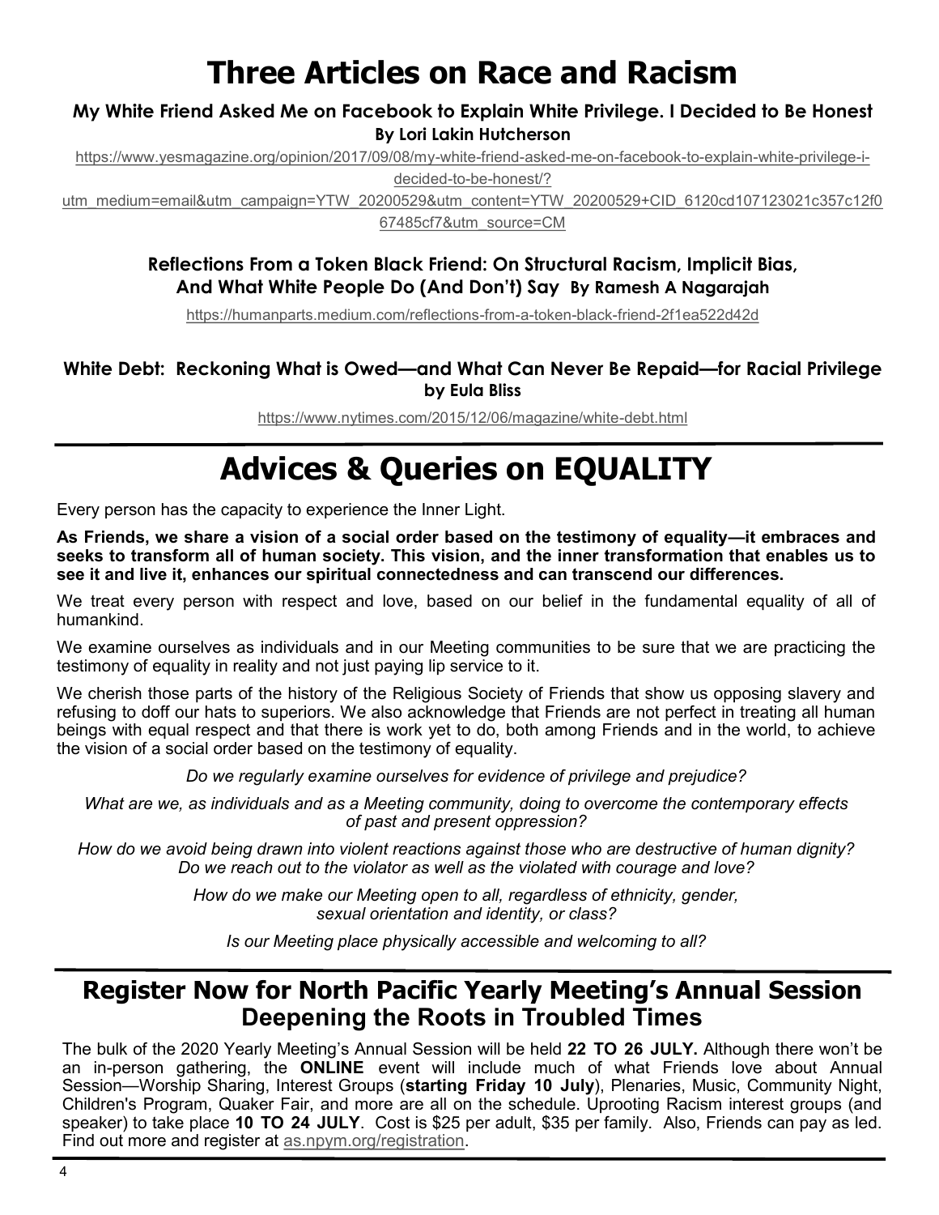# Three Articles on Race and Racism

### My White Friend Asked Me on Facebook to Explain White Privilege. I Decided to Be Honest
**By Lori Lakin Hutcherson**

https://www.yesmagazine.org/opinion/2017/09/08/my-white-friend-asked-me-on-facebook-to-explain-white-privilege-i-decided-to-be-honest/?utm_medium=email&utm_campaign=YTW_20200529&utm_content=YTW_20200529+CID_6120cd107123021c357c12f067485cf7&utm_source=CM

### Reflections From a Token Black Friend: On Structural Racism, Implicit Bias, And What White People Do (And Don't) Say
**By Ramesh A Nagarajah**

https://humanparts.medium.com/reflections-from-a-token-black-friend-2f1ea522d42d

### White Debt: Reckoning What is Owed—and What Can Never Be Repaid—for Racial Privilege
**by Eula Bliss**

https://www.nytimes.com/2015/12/06/magazine/white-debt.html

---

# Advices & Queries on EQUALITY

Every person has the capacity to experience the Inner Light.

**As Friends, we share a vision of a social order based on the testimony of equality—it embraces and seeks to transform all of human society. This vision, and the inner transformation that enables us to see it and live it, enhances our spiritual connectedness and can transcend our differences.**

We treat every person with respect and love, based on our belief in the fundamental equality of all of humankind.

We examine ourselves as individuals and in our Meeting communities to be sure that we are practicing the testimony of equality in reality and not just paying lip service to it.

We cherish those parts of the history of the Religious Society of Friends that show us opposing slavery and refusing to doff our hats to superiors. We also acknowledge that Friends are not perfect in treating all human beings with equal respect and that there is work yet to do, both among Friends and in the world, to achieve the vision of a social order based on the testimony of equality.

*Do we regularly examine ourselves for evidence of privilege and prejudice?*

*What are we, as individuals and as a Meeting community, doing to overcome the contemporary effects of past and present oppression?*

*How do we avoid being drawn into violent reactions against those who are destructive of human dignity? Do we reach out to the violator as well as the violated with courage and love?*

*How do we make our Meeting open to all, regardless of ethnicity, gender, sexual orientation and identity, or class?*

*Is our Meeting place physically accessible and welcoming to all?*

---

## Register Now for North Pacific Yearly Meeting's Annual Session
## Deepening the Roots in Troubled Times

The bulk of the 2020 Yearly Meeting's Annual Session will be held **22 TO 26 JULY.** Although there won't be an in-person gathering, the **ONLINE** event will include much of what Friends love about Annual Session—Worship Sharing, Interest Groups (**starting Friday 10 July**), Plenaries, Music, Community Night, Children's Program, Quaker Fair, and more are all on the schedule. Uprooting Racism interest groups (and speaker) to take place **10 TO 24 JULY**. Cost is $25 per adult, $35 per family. Also, Friends can pay as led. Find out more and register at as.npym.org/registration.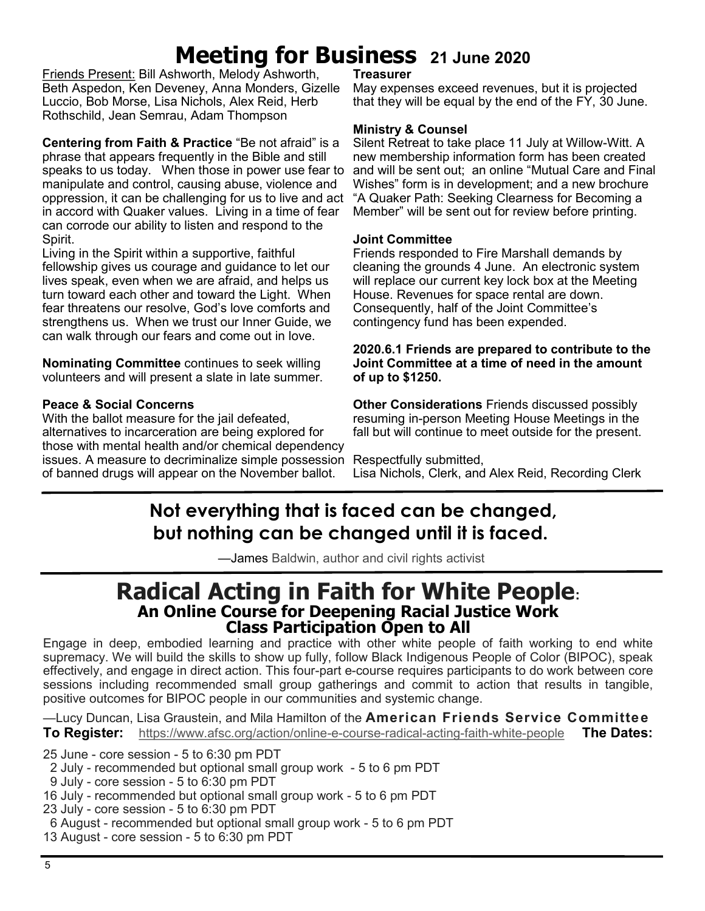# Meeting for Business 21 June 2020

Friends Present: Bill Ashworth, Melody Ashworth, Beth Aspedon, Ken Deveney, Anna Monders, Gizelle Luccio, Bob Morse, Lisa Nichols, Alex Reid, Herb Rothschild, Jean Semrau, Adam Thompson

**Centering from Faith & Practice** "Be not afraid" is a phrase that appears frequently in the Bible and still speaks to us today. When those in power use fear to manipulate and control, causing abuse, violence and oppression, it can be challenging for us to live and act in accord with Quaker values. Living in a time of fear can corrode our ability to listen and respond to the Spirit.

Living in the Spirit within a supportive, faithful fellowship gives us courage and guidance to let our lives speak, even when we are afraid, and helps us turn toward each other and toward the Light. When fear threatens our resolve, God's love comforts and strengthens us. When we trust our Inner Guide, we can walk through our fears and come out in love.

**Nominating Committee** continues to seek willing volunteers and will present a slate in late summer.

**Peace & Social Concerns**

With the ballot measure for the jail defeated, alternatives to incarceration are being explored for those with mental health and/or chemical dependency issues. A measure to decriminalize simple possession of banned drugs will appear on the November ballot.

**Treasurer**

May expenses exceed revenues, but it is projected that they will be equal by the end of the FY, 30 June.

**Ministry & Counsel**

Silent Retreat to take place 11 July at Willow-Witt. A new membership information form has been created and will be sent out; an online "Mutual Care and Final Wishes" form is in development; and a new brochure "A Quaker Path: Seeking Clearness for Becoming a Member" will be sent out for review before printing.

**Joint Committee**

Friends responded to Fire Marshall demands by cleaning the grounds 4 June. An electronic system will replace our current key lock box at the Meeting House. Revenues for space rental are down. Consequently, half of the Joint Committee's contingency fund has been expended.

**2020.6.1 Friends are prepared to contribute to the Joint Committee at a time of need in the amount of up to $1250.**

**Other Considerations** Friends discussed possibly resuming in-person Meeting House Meetings in the fall but will continue to meet outside for the present.

Respectfully submitted,
Lisa Nichols, Clerk, and Alex Reid, Recording Clerk

---

**Not everything that is faced can be changed, but nothing can be changed until it is faced.**

—James Baldwin, author and civil rights activist

---

# Radical Acting in Faith for White People:

## An Online Course for Deepening Racial Justice Work

## Class Participation Open to All

Engage in deep, embodied learning and practice with other white people of faith working to end white supremacy. We will build the skills to show up fully, follow Black Indigenous People of Color (BIPOC), speak effectively, and engage in direct action. This four-part e-course requires participants to do work between core sessions including recommended small group gatherings and commit to action that results in tangible, positive outcomes for BIPOC people in our communities and systemic change.

—Lucy Duncan, Lisa Graustein, and Mila Hamilton of the **American Friends Service Committee**

**To Register:** https://www.afsc.org/action/online-e-course-radical-acting-faith-white-people **The Dates:**

- 25 June - core session - 5 to 6:30 pm PDT
- 2 July - recommended but optional small group work - 5 to 6 pm PDT
- 9 July - core session - 5 to 6:30 pm PDT
- 16 July - recommended but optional small group work - 5 to 6 pm PDT
- 23 July - core session - 5 to 6:30 pm PDT
- 6 August - recommended but optional small group work - 5 to 6 pm PDT
- 13 August - core session - 5 to 6:30 pm PDT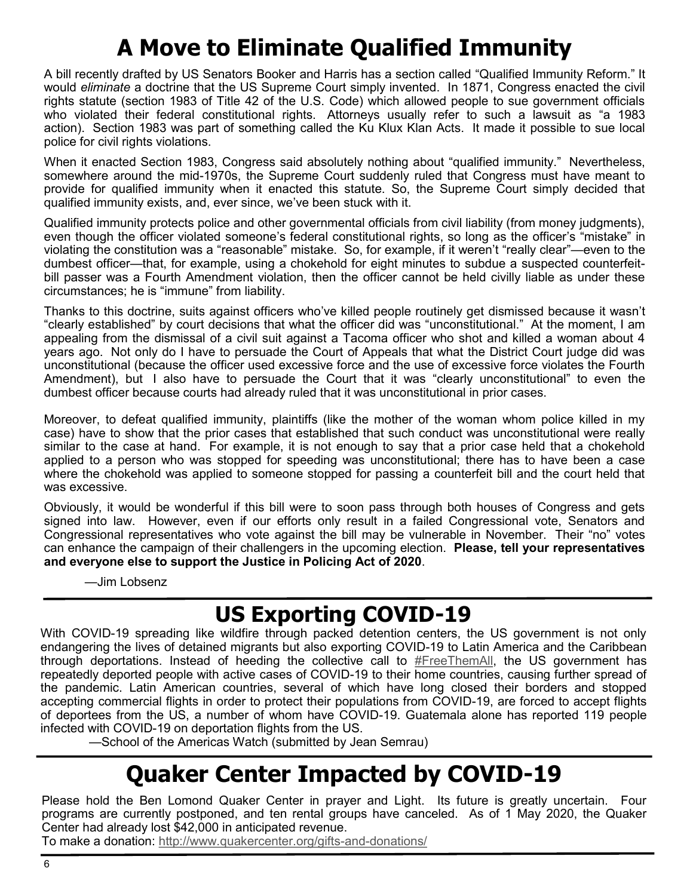# A Move to Eliminate Qualified Immunity

A bill recently drafted by US Senators Booker and Harris has a section called "Qualified Immunity Reform." It would *eliminate* a doctrine that the US Supreme Court simply invented. In 1871, Congress enacted the civil rights statute (section 1983 of Title 42 of the U.S. Code) which allowed people to sue government officials who violated their federal constitutional rights. Attorneys usually refer to such a lawsuit as "a 1983 action). Section 1983 was part of something called the Ku Klux Klan Acts. It made it possible to sue local police for civil rights violations.

When it enacted Section 1983, Congress said absolutely nothing about "qualified immunity." Nevertheless, somewhere around the mid-1970s, the Supreme Court suddenly ruled that Congress must have meant to provide for qualified immunity when it enacted this statute. So, the Supreme Court simply decided that qualified immunity exists, and, ever since, we've been stuck with it.

Qualified immunity protects police and other governmental officials from civil liability (from money judgments), even though the officer violated someone's federal constitutional rights, so long as the officer's "mistake" in violating the constitution was a "reasonable" mistake. So, for example, if it weren't "really clear"—even to the dumbest officer—that, for example, using a chokehold for eight minutes to subdue a suspected counterfeit-bill passer was a Fourth Amendment violation, then the officer cannot be held civilly liable as under these circumstances; he is "immune" from liability.

Thanks to this doctrine, suits against officers who've killed people routinely get dismissed because it wasn't "clearly established" by court decisions that what the officer did was "unconstitutional." At the moment, I am appealing from the dismissal of a civil suit against a Tacoma officer who shot and killed a woman about 4 years ago. Not only do I have to persuade the Court of Appeals that what the District Court judge did was unconstitutional (because the officer used excessive force and the use of excessive force violates the Fourth Amendment), but I also have to persuade the Court that it was "clearly unconstitutional" to even the dumbest officer because courts had already ruled that it was unconstitutional in prior cases.

Moreover, to defeat qualified immunity, plaintiffs (like the mother of the woman whom police killed in my case) have to show that the prior cases that established that such conduct was unconstitutional were really similar to the case at hand. For example, it is not enough to say that a prior case held that a chokehold applied to a person who was stopped for speeding was unconstitutional; there has to have been a case where the chokehold was applied to someone stopped for passing a counterfeit bill and the court held that was excessive.

Obviously, it would be wonderful if this bill were to soon pass through both houses of Congress and gets signed into law. However, even if our efforts only result in a failed Congressional vote, Senators and Congressional representatives who vote against the bill may be vulnerable in November. Their "no" votes can enhance the campaign of their challengers in the upcoming election. **Please, tell your representatives and everyone else to support the Justice in Policing Act of 2020**.

—Jim Lobsenz

# US Exporting COVID-19

With COVID-19 spreading like wildfire through packed detention centers, the US government is not only endangering the lives of detained migrants but also exporting COVID-19 to Latin America and the Caribbean through deportations. Instead of heeding the collective call to #FreeThemAll, the US government has repeatedly deported people with active cases of COVID-19 to their home countries, causing further spread of the pandemic. Latin American countries, several of which have long closed their borders and stopped accepting commercial flights in order to protect their populations from COVID-19, are forced to accept flights of deportees from the US, a number of whom have COVID-19. Guatemala alone has reported 119 people infected with COVID-19 on deportation flights from the US.

—School of the Americas Watch (submitted by Jean Semrau)

# Quaker Center Impacted by COVID-19

Please hold the Ben Lomond Quaker Center in prayer and Light. Its future is greatly uncertain. Four programs are currently postponed, and ten rental groups have canceled. As of 1 May 2020, the Quaker Center had already lost $42,000 in anticipated revenue.

To make a donation: http://www.quakercenter.org/gifts-and-donations/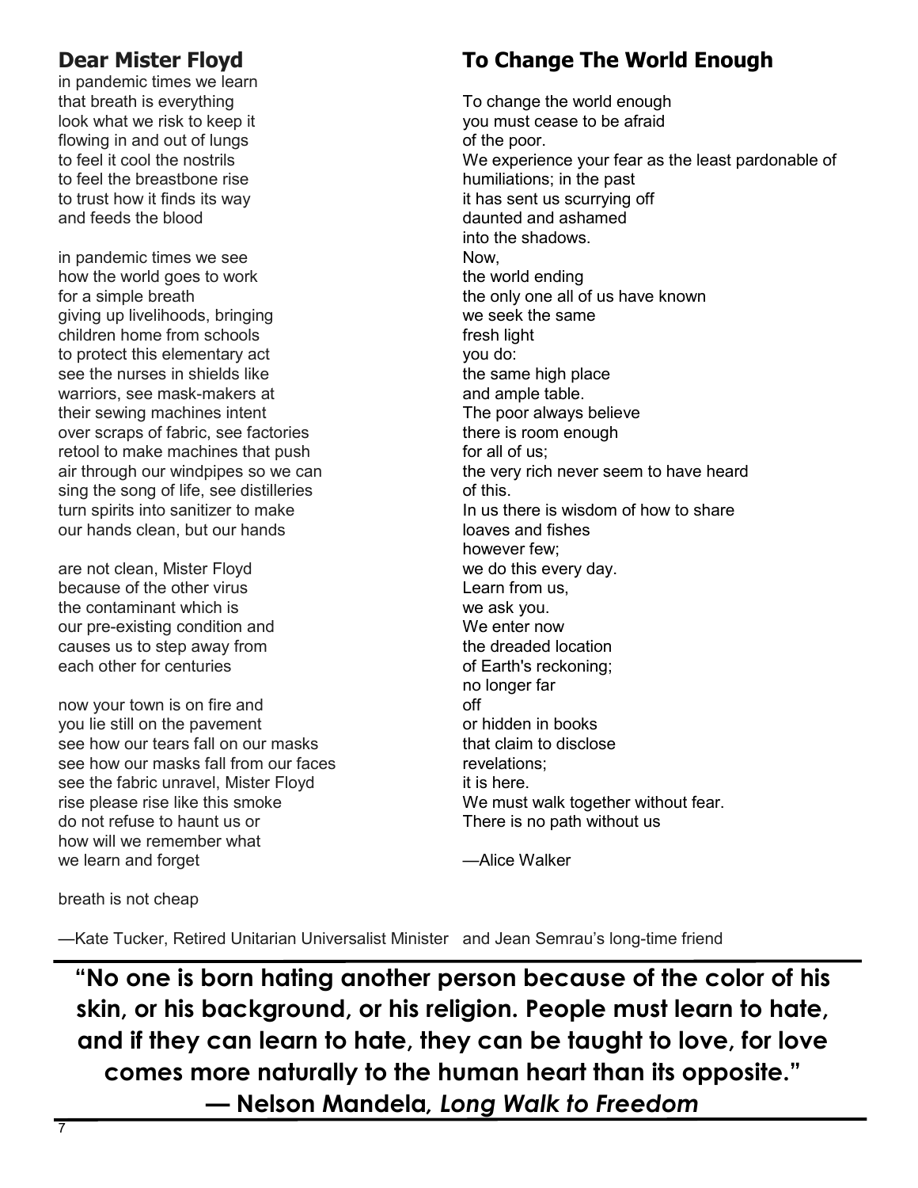## Dear Mister Floyd

in pandemic times we learn
that breath is everything
look what we risk to keep it
flowing in and out of lungs
to feel it cool the nostrils
to feel the breastbone rise
to trust how it finds its way
and feeds the blood

in pandemic times we see
how the world goes to work
for a simple breath
giving up livelihoods, bringing
children home from schools
to protect this elementary act
see the nurses in shields like
warriors, see mask-makers at
their sewing machines intent
over scraps of fabric, see factories
retool to make machines that push
air through our windpipes so we can
sing the song of life, see distilleries
turn spirits into sanitizer to make
our hands clean, but our hands

are not clean, Mister Floyd
because of the other virus
the contaminant which is
our pre-existing condition and
causes us to step away from
each other for centuries

now your town is on fire and
you lie still on the pavement
see how our tears fall on our masks
see how our masks fall from our faces
see the fabric unravel, Mister Floyd
rise please rise like this smoke
do not refuse to haunt us or
how will we remember what
we learn and forget

breath is not cheap

—Kate Tucker, Retired Unitarian Universalist Minister and Jean Semrau's long-time friend

## To Change The World Enough

To change the world enough
you must cease to be afraid
of the poor.
We experience your fear as the least pardonable of
humiliations; in the past
it has sent us scurrying off
daunted and ashamed
into the shadows.
Now,
the world ending
the only one all of us have known
we seek the same
fresh light
you do:
the same high place
and ample table.
The poor always believe
there is room enough
for all of us;
the very rich never seem to have heard
of this.
In us there is wisdom of how to share
loaves and fishes
however few;
we do this every day.
Learn from us,
we ask you.
We enter now
the dreaded location
of Earth's reckoning;
no longer far
off
or hidden in books
that claim to disclose
revelations;
it is here.
We must walk together without fear.
There is no path without us

—Alice Walker

---

**"No one is born hating another person because of the color of his skin, or his background, or his religion. People must learn to hate, and if they can learn to hate, they can be taught to love, for love comes more naturally to the human heart than its opposite."**
**— Nelson Mandela, *Long Walk to Freedom***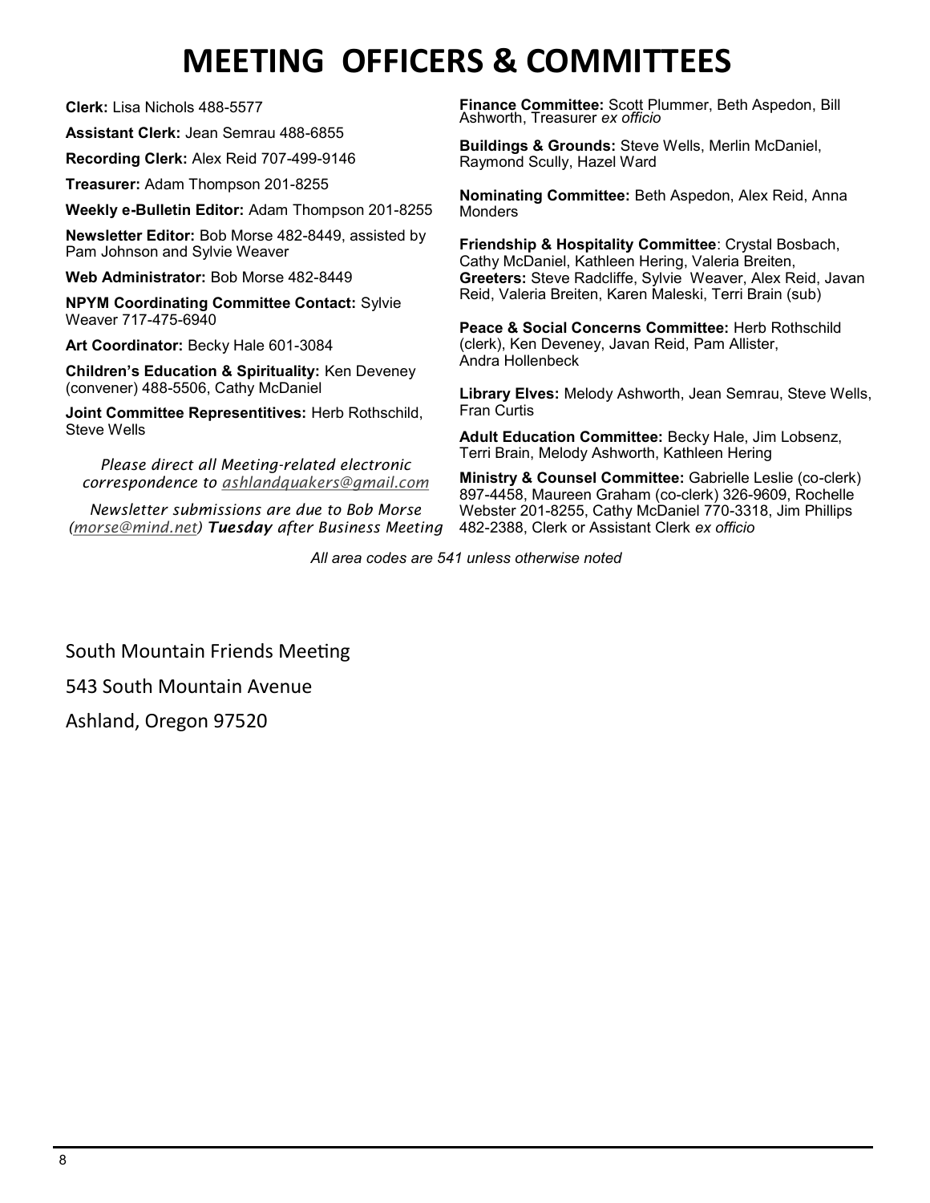# MEETING OFFICERS & COMMITTEES

**Clerk:** Lisa Nichols 488-5577

**Assistant Clerk:** Jean Semrau 488-6855

**Recording Clerk:** Alex Reid 707-499-9146

**Treasurer:** Adam Thompson 201-8255

**Weekly e-Bulletin Editor:** Adam Thompson 201-8255

**Newsletter Editor:** Bob Morse 482-8449, assisted by Pam Johnson and Sylvie Weaver

**Web Administrator:** Bob Morse 482-8449

**NPYM Coordinating Committee Contact:** Sylvie Weaver 717-475-6940

**Art Coordinator:** Becky Hale 601-3084

**Children's Education & Spirituality:** Ken Deveney (convener) 488-5506, Cathy McDaniel

**Joint Committee Representitives:** Herb Rothschild, Steve Wells

*Please direct all Meeting-related electronic correspondence to ashlandquakers@gmail.com*

*Newsletter submissions are due to Bob Morse (morse@mind.net) **Tuesday** after Business Meeting*

**Finance Committee:** Scott Plummer, Beth Aspedon, Bill Ashworth, Treasurer *ex officio*

**Buildings & Grounds:** Steve Wells, Merlin McDaniel, Raymond Scully, Hazel Ward

**Nominating Committee:** Beth Aspedon, Alex Reid, Anna Monders

**Friendship & Hospitality Committee**: Crystal Bosbach, Cathy McDaniel, Kathleen Hering, Valeria Breiten,
**Greeters:** Steve Radcliffe, Sylvie Weaver, Alex Reid, Javan Reid, Valeria Breiten, Karen Maleski, Terri Brain (sub)

**Peace & Social Concerns Committee:** Herb Rothschild (clerk), Ken Deveney, Javan Reid, Pam Allister, Andra Hollenbeck

**Library Elves:** Melody Ashworth, Jean Semrau, Steve Wells, Fran Curtis

**Adult Education Committee:** Becky Hale, Jim Lobsenz, Terri Brain, Melody Ashworth, Kathleen Hering

**Ministry & Counsel Committee:** Gabrielle Leslie (co-clerk) 897-4458, Maureen Graham (co-clerk) 326-9609, Rochelle Webster 201-8255, Cathy McDaniel 770-3318, Jim Phillips 482-2388, Clerk or Assistant Clerk *ex officio*

*All area codes are 541 unless otherwise noted*

South Mountain Friends Meeting

543 South Mountain Avenue

Ashland, Oregon 97520